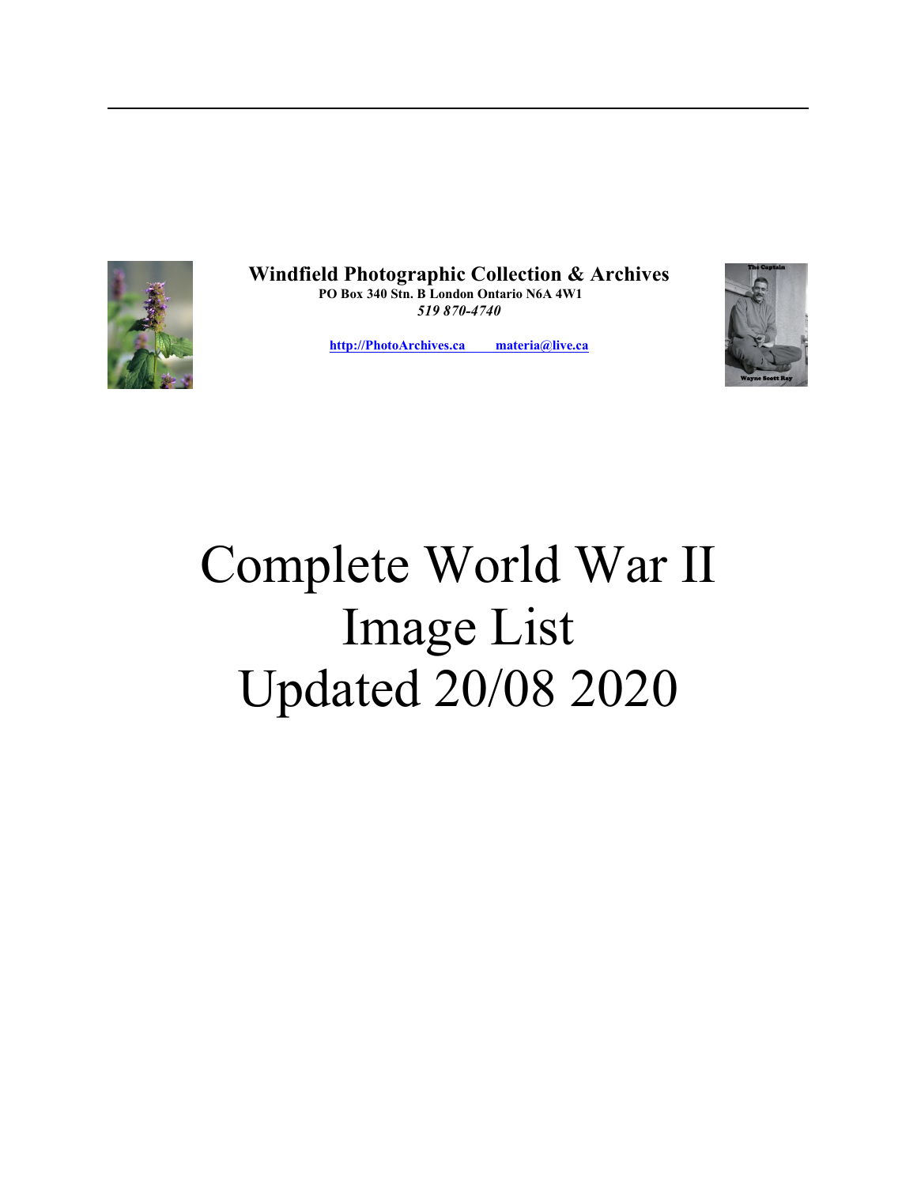**Windfield Photographic Collection & Archives**
**PO Box 340 Stn. B London Ontario N6A 4W1**
*519 870-4740*

**http://PhotoArchives.ca materia@live.ca**

# Complete World War II Image List Updated 20/08 2020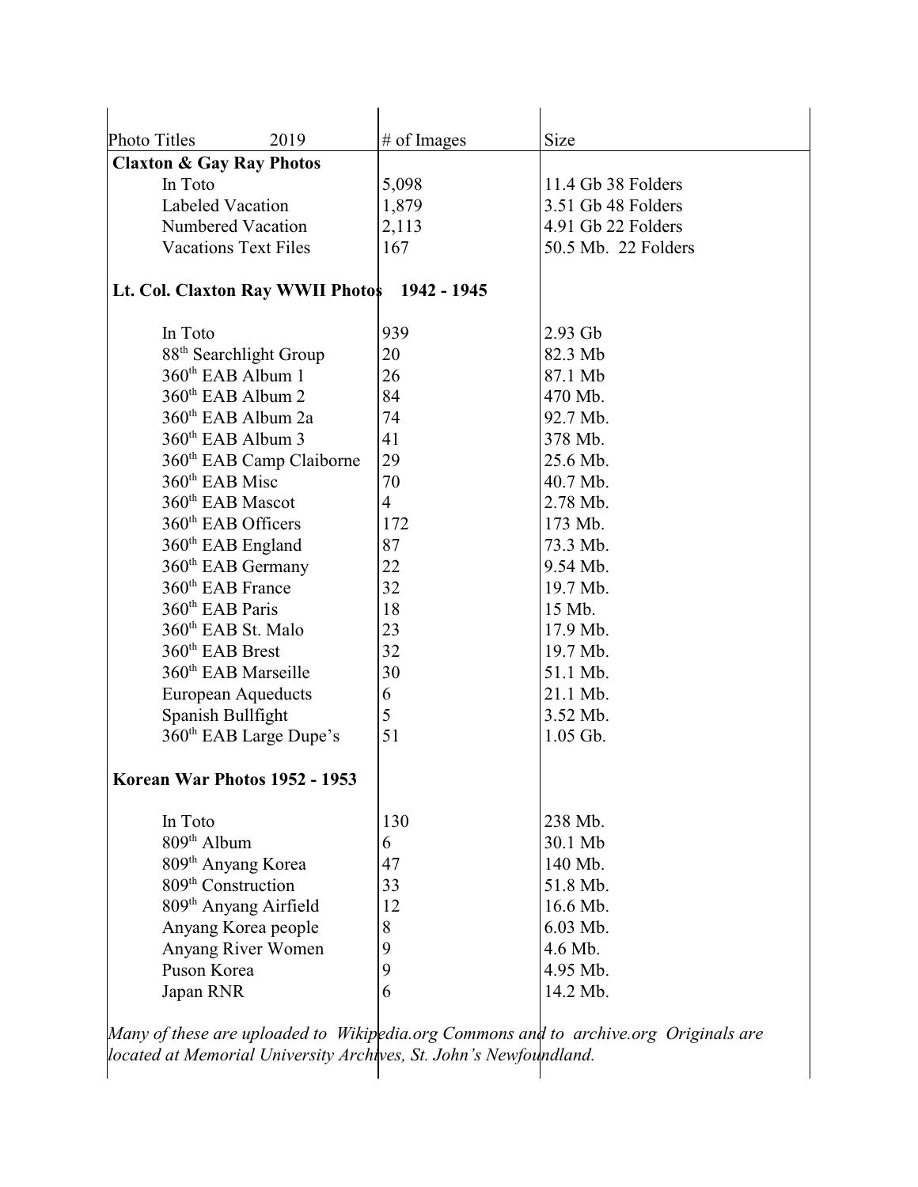| Photo Titles 2019 | # of Images | Size |
| --- | --- | --- |
| **Claxton & Gay Ray Photos** | | |
| In Toto | 5,098 | 11.4 Gb 38 Folders |
| Labeled Vacation | 1,879 | 3.51 Gb 48 Folders |
| Numbered Vacation | 2,113 | 4.91 Gb 22 Folders |
| Vacations Text Files | 167 | 50.5 Mb. 22 Folders |
| **Lt. Col. Claxton Ray WWII Photos** | **1942 - 1945** | |
| In Toto | 939 | 2.93 Gb |
| 88th Searchlight Group | 20 | 82.3 Mb |
| 360th EAB Album 1 | 26 | 87.1 Mb |
| 360th EAB Album 2 | 84 | 470 Mb. |
| 360th EAB Album 2a | 74 | 92.7 Mb. |
| 360th EAB Album 3 | 41 | 378 Mb. |
| 360th EAB Camp Claiborne | 29 | 25.6 Mb. |
| 360th EAB Misc | 70 | 40.7 Mb. |
| 360th EAB Mascot | 4 | 2.78 Mb. |
| 360th EAB Officers | 172 | 173 Mb. |
| 360th EAB England | 87 | 73.3 Mb. |
| 360th EAB Germany | 22 | 9.54 Mb. |
| 360th EAB France | 32 | 19.7 Mb. |
| 360th EAB Paris | 18 | 15 Mb. |
| 360th EAB St. Malo | 23 | 17.9 Mb. |
| 360th EAB Brest | 32 | 19.7 Mb. |
| 360th EAB Marseille | 30 | 51.1 Mb. |
| European Aqueducts | 6 | 21.1 Mb. |
| Spanish Bullfight | 5 | 3.52 Mb. |
| 360th EAB Large Dupe's | 51 | 1.05 Gb. |
| **Korean War Photos 1952 - 1953** | | |
| In Toto | 130 | 238 Mb. |
| 809th Album | 6 | 30.1 Mb |
| 809th Anyang Korea | 47 | 140 Mb. |
| 809th Construction | 33 | 51.8 Mb. |
| 809th Anyang Airfield | 12 | 16.6 Mb. |
| Anyang Korea people | 8 | 6.03 Mb. |
| Anyang River Women | 9 | 4.6 Mb. |
| Puson Korea | 9 | 4.95 Mb. |
| Japan RNR | 6 | 14.2 Mb. |

*Many of these are uploaded to Wikipedia.org Commons and to archive.org Originals are located at Memorial University Archives, St. John's Newfoundland.*